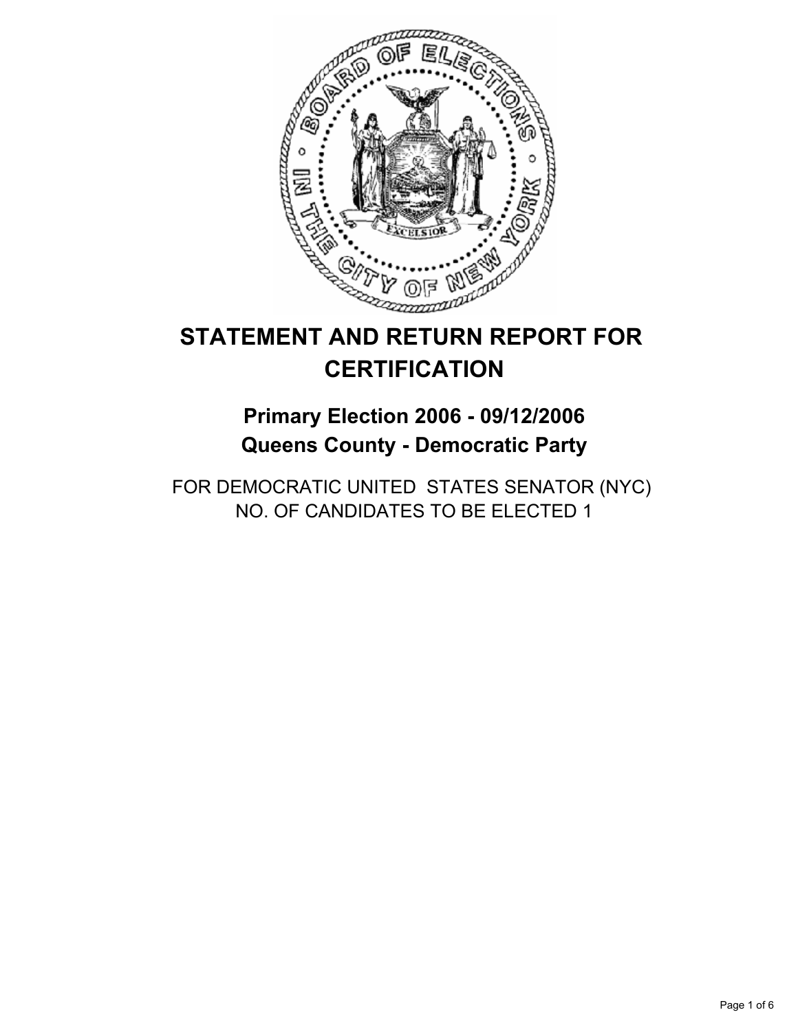# STATEMENT AND RETURN REPORT FOR CERTIFICATION

## Primary Election 2006 - 09/12/2006
## Queens County - Democratic Party

FOR DEMOCRATIC UNITED STATES SENATOR (NYC)
NO. OF CANDIDATES TO BE ELECTED 1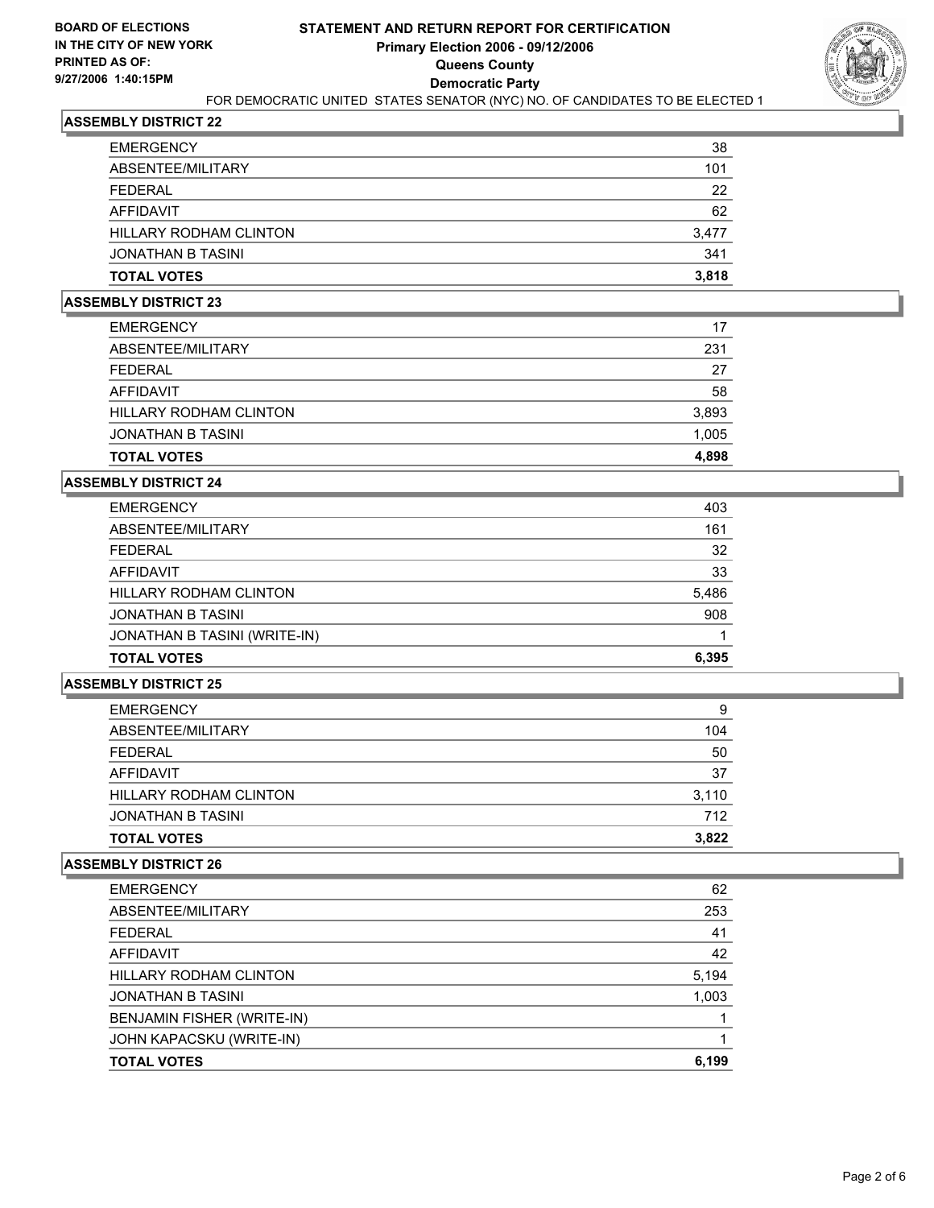**BOARD OF ELECTIONS IN THE CITY OF NEW YORK PRINTED AS OF: 9/27/2006 1:40:15PM**

# STATEMENT AND RETURN REPORT FOR CERTIFICATION
## Primary Election 2006 - 09/12/2006
## Queens County
## Democratic Party

FOR DEMOCRATIC UNITED STATES SENATOR (NYC) NO. OF CANDIDATES TO BE ELECTED 1

### ASSEMBLY DISTRICT 22

| | |
|---|---|
| EMERGENCY | 38 |
| ABSENTEE/MILITARY | 101 |
| FEDERAL | 22 |
| AFFIDAVIT | 62 |
| HILLARY RODHAM CLINTON | 3,477 |
| JONATHAN B TASINI | 341 |
| **TOTAL VOTES** | **3,818** |

### ASSEMBLY DISTRICT 23

| | |
|---|---|
| EMERGENCY | 17 |
| ABSENTEE/MILITARY | 231 |
| FEDERAL | 27 |
| AFFIDAVIT | 58 |
| HILLARY RODHAM CLINTON | 3,893 |
| JONATHAN B TASINI | 1,005 |
| **TOTAL VOTES** | **4,898** |

### ASSEMBLY DISTRICT 24

| | |
|---|---|
| EMERGENCY | 403 |
| ABSENTEE/MILITARY | 161 |
| FEDERAL | 32 |
| AFFIDAVIT | 33 |
| HILLARY RODHAM CLINTON | 5,486 |
| JONATHAN B TASINI | 908 |
| JONATHAN B TASINI (WRITE-IN) | 1 |
| **TOTAL VOTES** | **6,395** |

### ASSEMBLY DISTRICT 25

| | |
|---|---|
| EMERGENCY | 9 |
| ABSENTEE/MILITARY | 104 |
| FEDERAL | 50 |
| AFFIDAVIT | 37 |
| HILLARY RODHAM CLINTON | 3,110 |
| JONATHAN B TASINI | 712 |
| **TOTAL VOTES** | **3,822** |

### ASSEMBLY DISTRICT 26

| | |
|---|---|
| EMERGENCY | 62 |
| ABSENTEE/MILITARY | 253 |
| FEDERAL | 41 |
| AFFIDAVIT | 42 |
| HILLARY RODHAM CLINTON | 5,194 |
| JONATHAN B TASINI | 1,003 |
| BENJAMIN FISHER (WRITE-IN) | 1 |
| JOHN KAPACSKU (WRITE-IN) | 1 |
| **TOTAL VOTES** | **6,199** |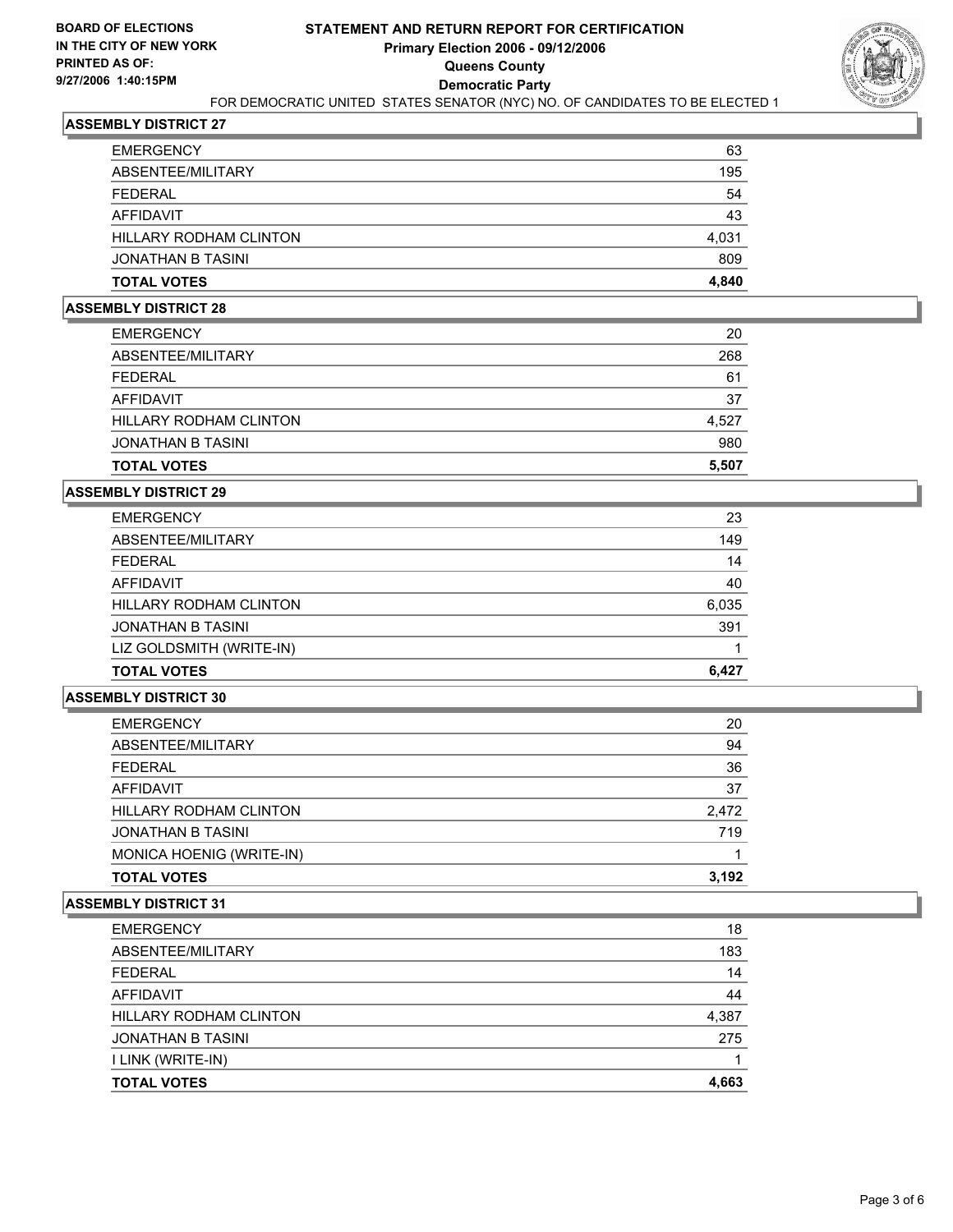**BOARD OF ELECTIONS IN THE CITY OF NEW YORK**
**PRINTED AS OF: 9/27/2006 1:40:15PM**

# STATEMENT AND RETURN REPORT FOR CERTIFICATION
## Primary Election 2006 - 09/12/2006
## Queens County
## Democratic Party
FOR DEMOCRATIC UNITED STATES SENATOR (NYC) NO. OF CANDIDATES TO BE ELECTED 1

### ASSEMBLY DISTRICT 27

| | |
|---|---|
| EMERGENCY | 63 |
| ABSENTEE/MILITARY | 195 |
| FEDERAL | 54 |
| AFFIDAVIT | 43 |
| HILLARY RODHAM CLINTON | 4,031 |
| JONATHAN B TASINI | 809 |
| **TOTAL VOTES** | **4,840** |

### ASSEMBLY DISTRICT 28

| | |
|---|---|
| EMERGENCY | 20 |
| ABSENTEE/MILITARY | 268 |
| FEDERAL | 61 |
| AFFIDAVIT | 37 |
| HILLARY RODHAM CLINTON | 4,527 |
| JONATHAN B TASINI | 980 |
| **TOTAL VOTES** | **5,507** |

### ASSEMBLY DISTRICT 29

| | |
|---|---|
| EMERGENCY | 23 |
| ABSENTEE/MILITARY | 149 |
| FEDERAL | 14 |
| AFFIDAVIT | 40 |
| HILLARY RODHAM CLINTON | 6,035 |
| JONATHAN B TASINI | 391 |
| LIZ GOLDSMITH (WRITE-IN) | 1 |
| **TOTAL VOTES** | **6,427** |

### ASSEMBLY DISTRICT 30

| | |
|---|---|
| EMERGENCY | 20 |
| ABSENTEE/MILITARY | 94 |
| FEDERAL | 36 |
| AFFIDAVIT | 37 |
| HILLARY RODHAM CLINTON | 2,472 |
| JONATHAN B TASINI | 719 |
| MONICA HOENIG (WRITE-IN) | 1 |
| **TOTAL VOTES** | **3,192** |

### ASSEMBLY DISTRICT 31

| | |
|---|---|
| EMERGENCY | 18 |
| ABSENTEE/MILITARY | 183 |
| FEDERAL | 14 |
| AFFIDAVIT | 44 |
| HILLARY RODHAM CLINTON | 4,387 |
| JONATHAN B TASINI | 275 |
| I LINK (WRITE-IN) | 1 |
| **TOTAL VOTES** | **4,663** |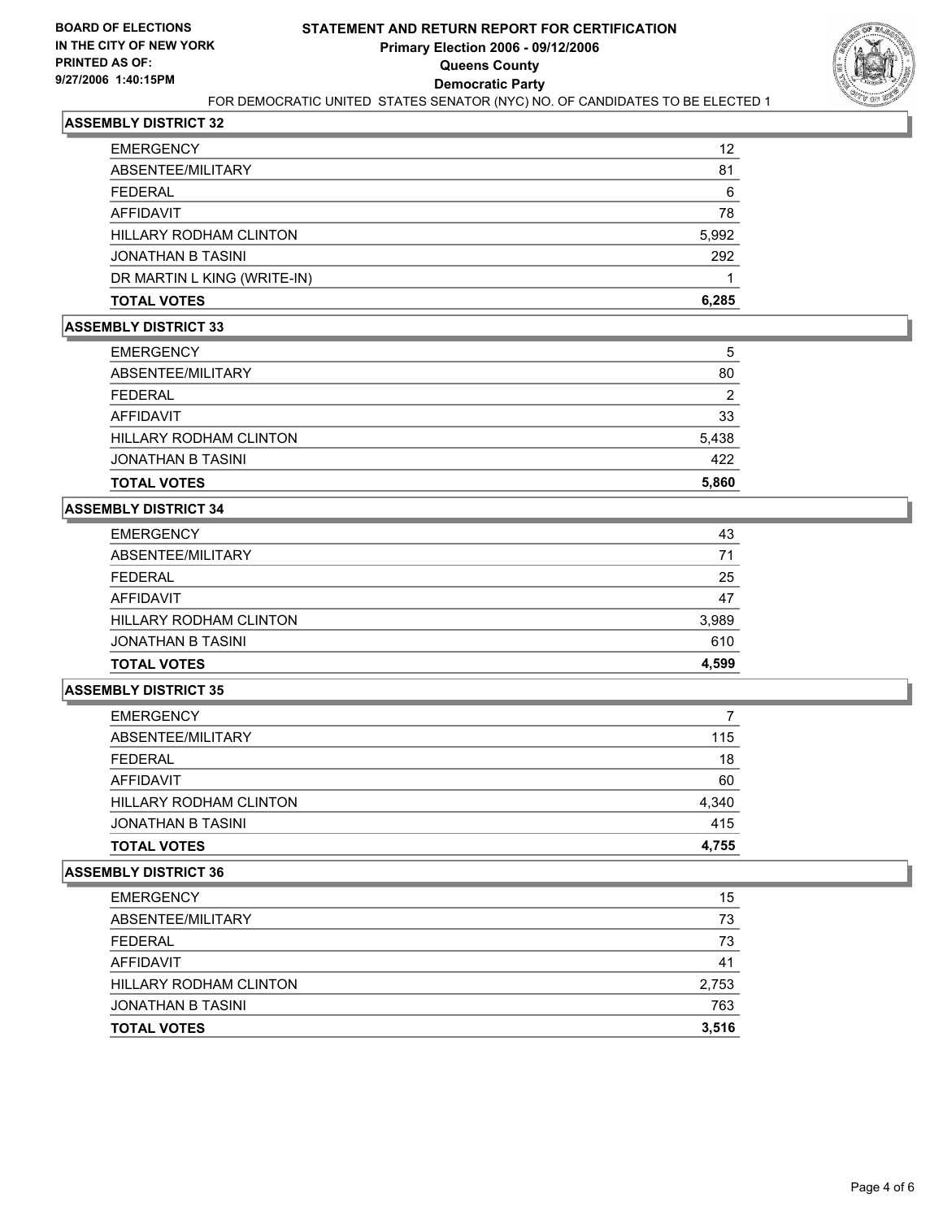**BOARD OF ELECTIONS IN THE CITY OF NEW YORK PRINTED AS OF: 9/27/2006 1:40:15PM**

# STATEMENT AND RETURN REPORT FOR CERTIFICATION
## Primary Election 2006 - 09/12/2006
## Queens County
## Democratic Party
FOR DEMOCRATIC UNITED STATES SENATOR (NYC) NO. OF CANDIDATES TO BE ELECTED 1

### ASSEMBLY DISTRICT 32

| | |
|---|---|
| EMERGENCY | 12 |
| ABSENTEE/MILITARY | 81 |
| FEDERAL | 6 |
| AFFIDAVIT | 78 |
| HILLARY RODHAM CLINTON | 5,992 |
| JONATHAN B TASINI | 292 |
| DR MARTIN L KING (WRITE-IN) | 1 |
| **TOTAL VOTES** | **6,285** |

### ASSEMBLY DISTRICT 33

| | |
|---|---|
| EMERGENCY | 5 |
| ABSENTEE/MILITARY | 80 |
| FEDERAL | 2 |
| AFFIDAVIT | 33 |
| HILLARY RODHAM CLINTON | 5,438 |
| JONATHAN B TASINI | 422 |
| **TOTAL VOTES** | **5,860** |

### ASSEMBLY DISTRICT 34

| | |
|---|---|
| EMERGENCY | 43 |
| ABSENTEE/MILITARY | 71 |
| FEDERAL | 25 |
| AFFIDAVIT | 47 |
| HILLARY RODHAM CLINTON | 3,989 |
| JONATHAN B TASINI | 610 |
| **TOTAL VOTES** | **4,599** |

### ASSEMBLY DISTRICT 35

| | |
|---|---|
| EMERGENCY | 7 |
| ABSENTEE/MILITARY | 115 |
| FEDERAL | 18 |
| AFFIDAVIT | 60 |
| HILLARY RODHAM CLINTON | 4,340 |
| JONATHAN B TASINI | 415 |
| **TOTAL VOTES** | **4,755** |

### ASSEMBLY DISTRICT 36

| | |
|---|---|
| EMERGENCY | 15 |
| ABSENTEE/MILITARY | 73 |
| FEDERAL | 73 |
| AFFIDAVIT | 41 |
| HILLARY RODHAM CLINTON | 2,753 |
| JONATHAN B TASINI | 763 |
| **TOTAL VOTES** | **3,516** |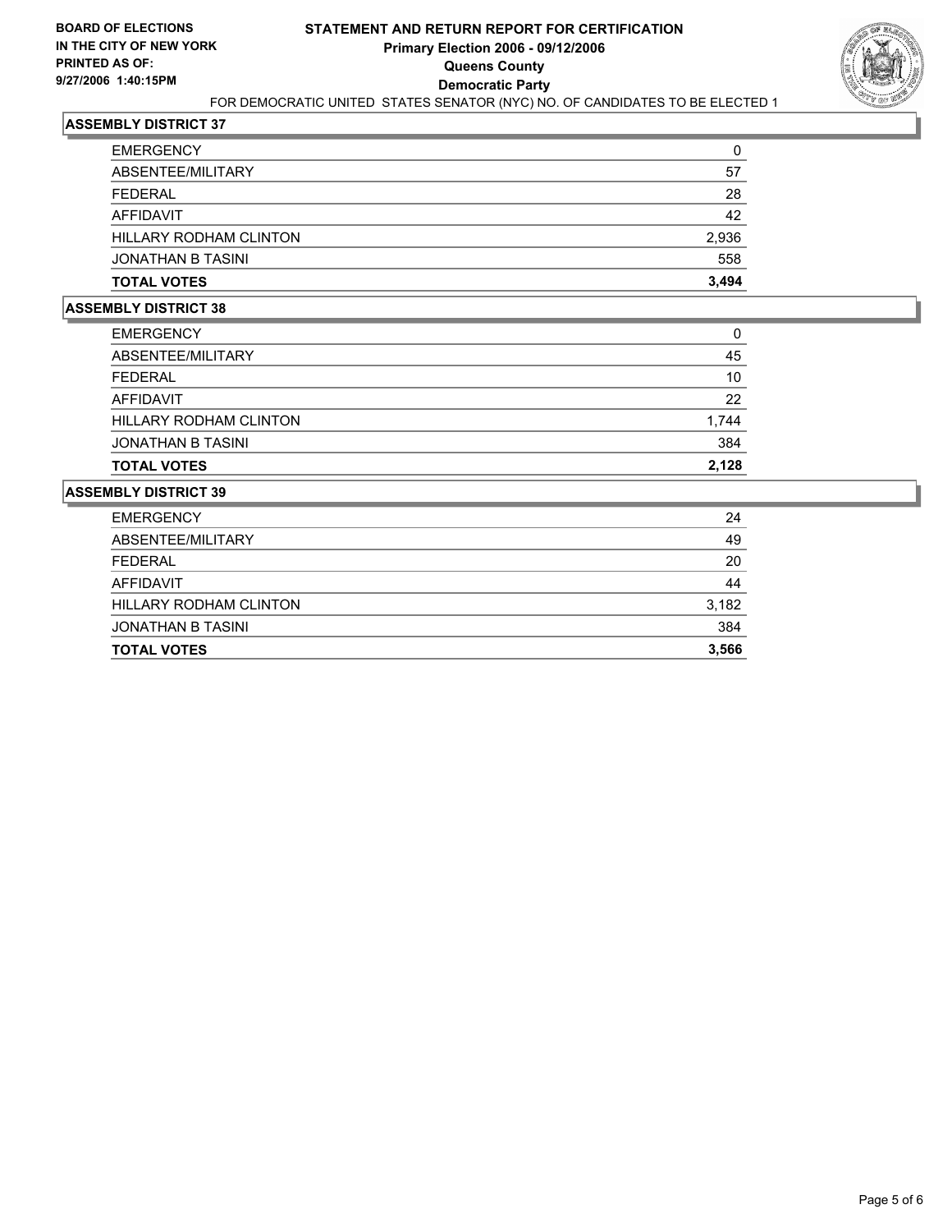**BOARD OF ELECTIONS IN THE CITY OF NEW YORK PRINTED AS OF: 9/27/2006 1:40:15PM**

# STATEMENT AND RETURN REPORT FOR CERTIFICATION
## Primary Election 2006 - 09/12/2006
## Queens County
## Democratic Party
FOR DEMOCRATIC UNITED STATES SENATOR (NYC) NO. OF CANDIDATES TO BE ELECTED 1

### ASSEMBLY DISTRICT 37

| | |
|---|---|
| EMERGENCY | 0 |
| ABSENTEE/MILITARY | 57 |
| FEDERAL | 28 |
| AFFIDAVIT | 42 |
| HILLARY RODHAM CLINTON | 2,936 |
| JONATHAN B TASINI | 558 |
| **TOTAL VOTES** | **3,494** |

### ASSEMBLY DISTRICT 38

| | |
|---|---|
| EMERGENCY | 0 |
| ABSENTEE/MILITARY | 45 |
| FEDERAL | 10 |
| AFFIDAVIT | 22 |
| HILLARY RODHAM CLINTON | 1,744 |
| JONATHAN B TASINI | 384 |
| **TOTAL VOTES** | **2,128** |

### ASSEMBLY DISTRICT 39

| | |
|---|---|
| EMERGENCY | 24 |
| ABSENTEE/MILITARY | 49 |
| FEDERAL | 20 |
| AFFIDAVIT | 44 |
| HILLARY RODHAM CLINTON | 3,182 |
| JONATHAN B TASINI | 384 |
| **TOTAL VOTES** | **3,566** |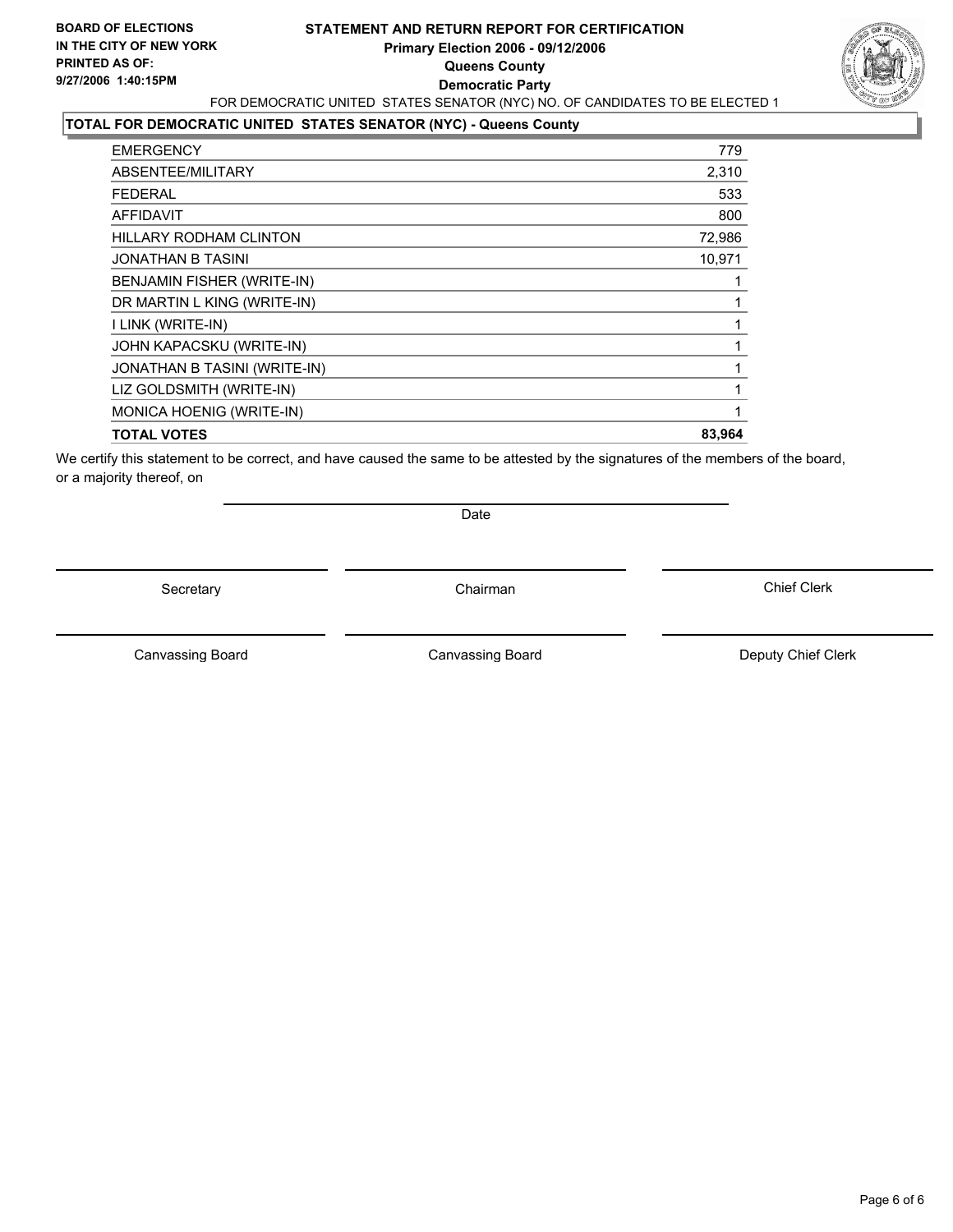**BOARD OF ELECTIONS IN THE CITY OF NEW YORK PRINTED AS OF: 9/27/2006 1:40:15PM**

# STATEMENT AND RETURN REPORT FOR CERTIFICATION
## Primary Election 2006 - 09/12/2006
## Queens County
## Democratic Party

FOR DEMOCRATIC UNITED STATES SENATOR (NYC) NO. OF CANDIDATES TO BE ELECTED 1

**TOTAL FOR DEMOCRATIC UNITED STATES SENATOR (NYC) - Queens County**

| | |
|---|---|
| EMERGENCY | 779 |
| ABSENTEE/MILITARY | 2,310 |
| FEDERAL | 533 |
| AFFIDAVIT | 800 |
| HILLARY RODHAM CLINTON | 72,986 |
| JONATHAN B TASINI | 10,971 |
| BENJAMIN FISHER (WRITE-IN) | 1 |
| DR MARTIN L KING (WRITE-IN) | 1 |
| I LINK (WRITE-IN) | 1 |
| JOHN KAPACSKU (WRITE-IN) | 1 |
| JONATHAN B TASINI (WRITE-IN) | 1 |
| LIZ GOLDSMITH (WRITE-IN) | 1 |
| MONICA HOENIG (WRITE-IN) | 1 |
| **TOTAL VOTES** | **83,964** |

We certify this statement to be correct, and have caused the same to be attested by the signatures of the members of the board, or a majority thereof, on

Date

| | | |
|---|---|---|
| Secretary | Chairman | Chief Clerk |
| Canvassing Board | Canvassing Board | Deputy Chief Clerk |